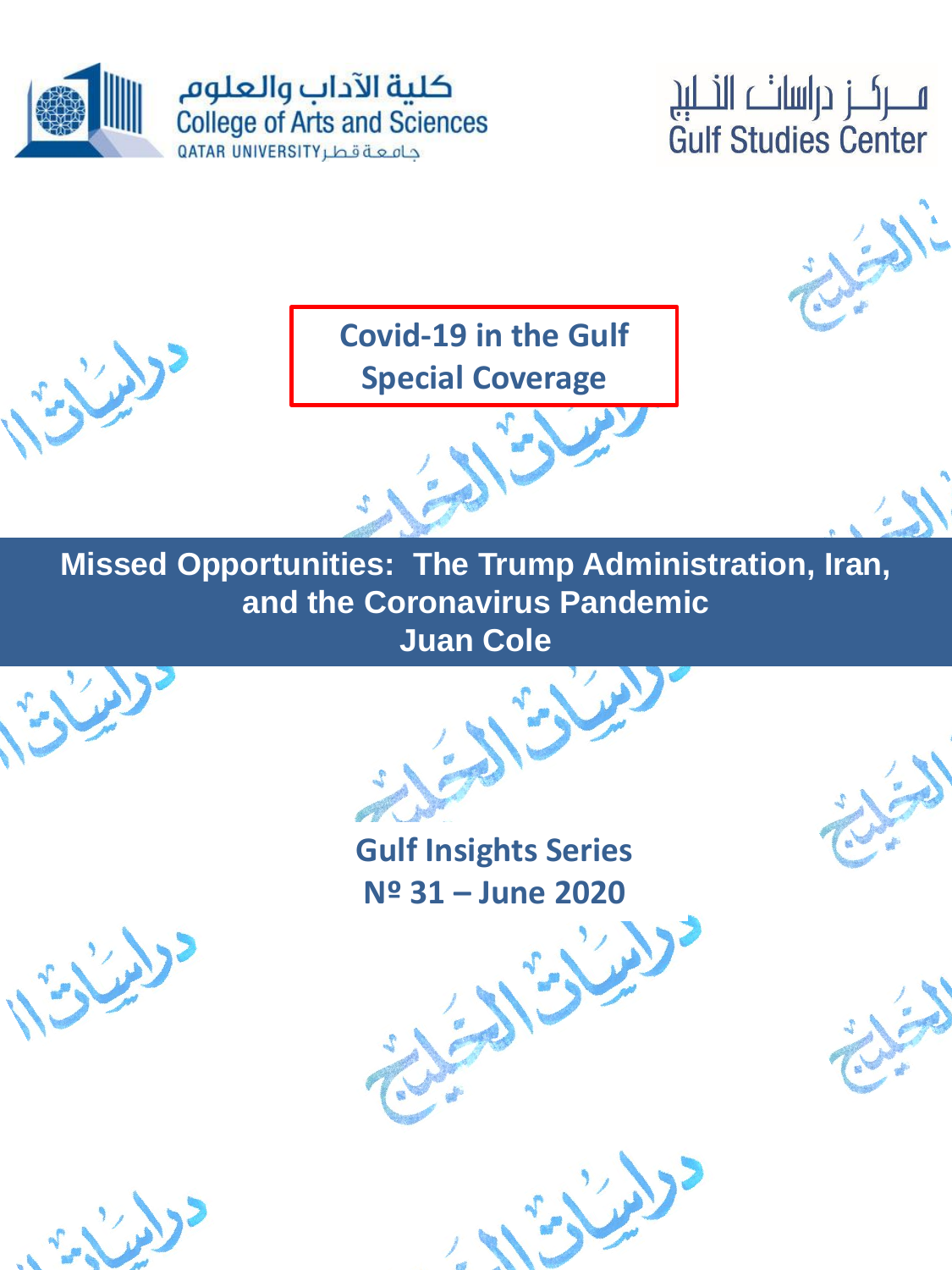كلية الآداب والعلوم
College of Arts and Sciences
QATAR UNIVERSITY جامعة قطر

مركز دراسات الخليج
Gulf Studies Center

**Covid-19 in the Gulf**
**Special Coverage**

# Missed Opportunities: The Trump Administration, Iran, and the Coronavirus Pandemic

**Juan Cole**

**Gulf Insights Series**
**Nº 31 – June 2020**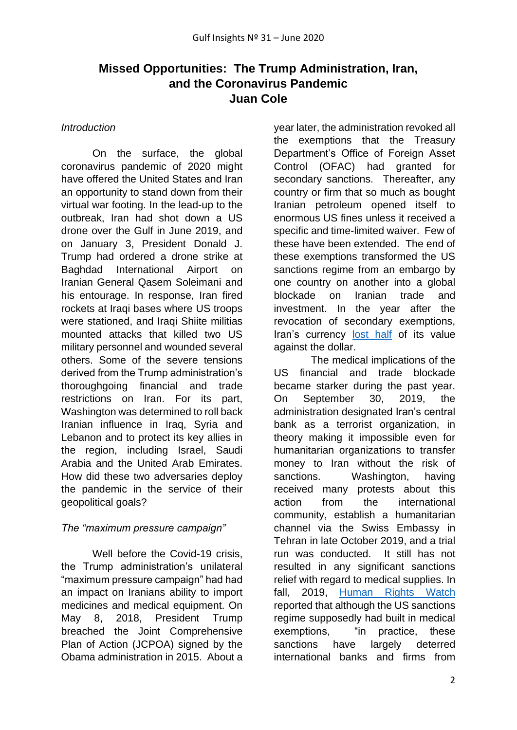# Missed Opportunities: The Trump Administration, Iran, and the Coronavirus Pandemic

**Juan Cole**

*Introduction*

On the surface, the global coronavirus pandemic of 2020 might have offered the United States and Iran an opportunity to stand down from their virtual war footing. In the lead-up to the outbreak, Iran had shot down a US drone over the Gulf in June 2019, and on January 3, President Donald J. Trump had ordered a drone strike at Baghdad International Airport on Iranian General Qasem Soleimani and his entourage. In response, Iran fired rockets at Iraqi bases where US troops were stationed, and Iraqi Shiite militias mounted attacks that killed two US military personnel and wounded several others. Some of the severe tensions derived from the Trump administration's thoroughgoing financial and trade restrictions on Iran. For its part, Washington was determined to roll back Iranian influence in Iraq, Syria and Lebanon and to protect its key allies in the region, including Israel, Saudi Arabia and the United Arab Emirates. How did these two adversaries deploy the pandemic in the service of their geopolitical goals?

*The "maximum pressure campaign"*

Well before the Covid-19 crisis, the Trump administration's unilateral "maximum pressure campaign" had had an impact on Iranians ability to import medicines and medical equipment. On May 8, 2018, President Trump breached the Joint Comprehensive Plan of Action (JCPOA) signed by the Obama administration in 2015. About a year later, the administration revoked all the exemptions that the Treasury Department's Office of Foreign Asset Control (OFAC) had granted for secondary sanctions. Thereafter, any country or firm that so much as bought Iranian petroleum opened itself to enormous US fines unless it received a specific and time-limited waiver. Few of these have been extended. The end of these exemptions transformed the US sanctions regime from an embargo by one country on another into a global blockade on Iranian trade and investment. In the year after the revocation of secondary exemptions, Iran's currency lost half of its value against the dollar.

The medical implications of the US financial and trade blockade became starker during the past year. On September 30, 2019, the administration designated Iran's central bank as a terrorist organization, in theory making it impossible even for humanitarian organizations to transfer money to Iran without the risk of sanctions. Washington, having received many protests about this action from the international community, establish a humanitarian channel via the Swiss Embassy in Tehran in late October 2019, and a trial run was conducted. It still has not resulted in any significant sanctions relief with regard to medical supplies. In fall, 2019, Human Rights Watch reported that although the US sanctions regime supposedly had built in medical exemptions, "in practice, these sanctions have largely deterred international banks and firms from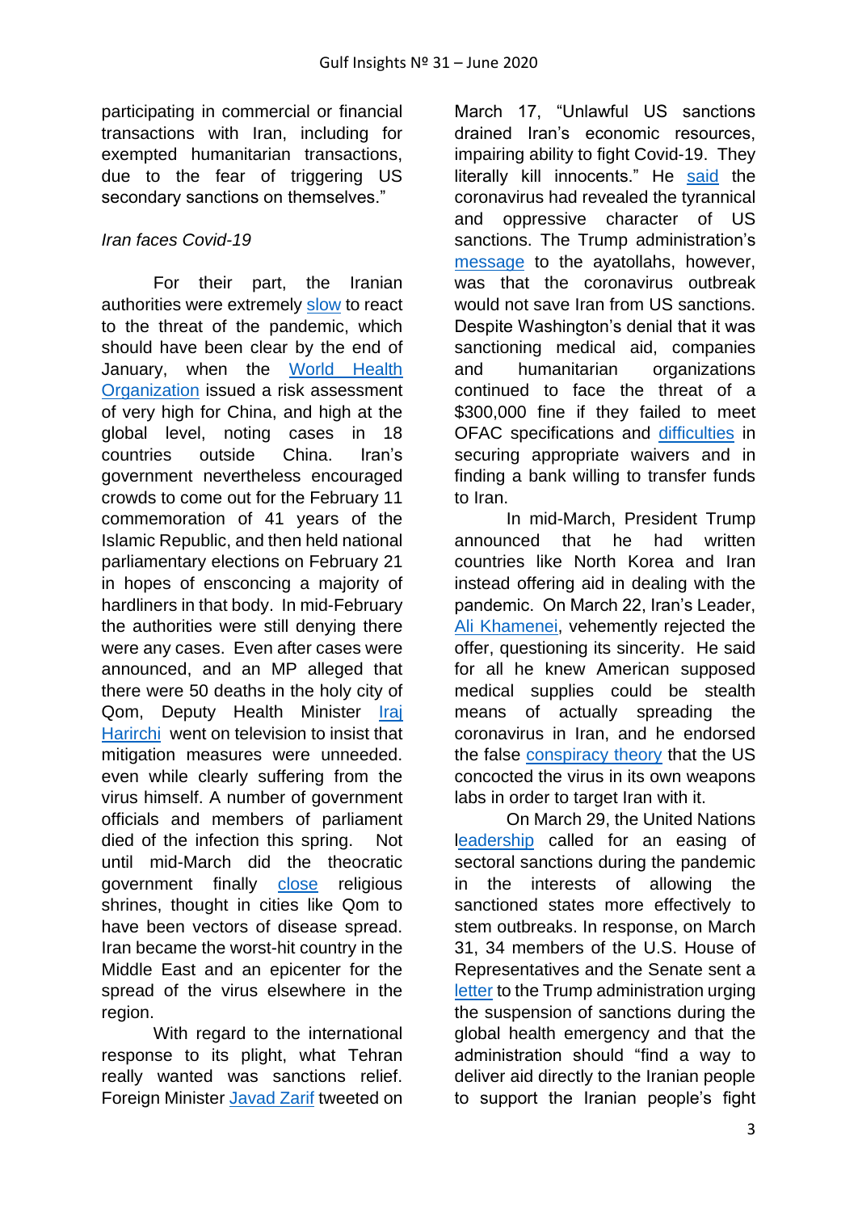participating in commercial or financial transactions with Iran, including for exempted humanitarian transactions, due to the fear of triggering US secondary sanctions on themselves."

*Iran faces Covid-19*

For their part, the Iranian authorities were extremely slow to react to the threat of the pandemic, which should have been clear by the end of January, when the World Health Organization issued a risk assessment of very high for China, and high at the global level, noting cases in 18 countries outside China. Iran's government nevertheless encouraged crowds to come out for the February 11 commemoration of 41 years of the Islamic Republic, and then held national parliamentary elections on February 21 in hopes of ensconcing a majority of hardliners in that body. In mid-February the authorities were still denying there were any cases. Even after cases were announced, and an MP alleged that there were 50 deaths in the holy city of Qom, Deputy Health Minister Iraj Harirchi went on television to insist that mitigation measures were unneeded. even while clearly suffering from the virus himself. A number of government officials and members of parliament died of the infection this spring. Not until mid-March did the theocratic government finally close religious shrines, thought in cities like Qom to have been vectors of disease spread. Iran became the worst-hit country in the Middle East and an epicenter for the spread of the virus elsewhere in the region.

With regard to the international response to its plight, what Tehran really wanted was sanctions relief. Foreign Minister Javad Zarif tweeted on March 17, "Unlawful US sanctions drained Iran's economic resources, impairing ability to fight Covid-19. They literally kill innocents." He said the coronavirus had revealed the tyrannical and oppressive character of US sanctions. The Trump administration's message to the ayatollahs, however, was that the coronavirus outbreak would not save Iran from US sanctions. Despite Washington's denial that it was sanctioning medical aid, companies and humanitarian organizations continued to face the threat of a $300,000 fine if they failed to meet OFAC specifications and difficulties in securing appropriate waivers and in finding a bank willing to transfer funds to Iran.

In mid-March, President Trump announced that he had written countries like North Korea and Iran instead offering aid in dealing with the pandemic. On March 22, Iran's Leader, Ali Khamenei, vehemently rejected the offer, questioning its sincerity. He said for all he knew American supposed medical supplies could be stealth means of actually spreading the coronavirus in Iran, and he endorsed the false conspiracy theory that the US concocted the virus in its own weapons labs in order to target Iran with it.

On March 29, the United Nations leadership called for an easing of sectoral sanctions during the pandemic in the interests of allowing the sanctioned states more effectively to stem outbreaks. In response, on March 31, 34 members of the U.S. House of Representatives and the Senate sent a letter to the Trump administration urging the suspension of sanctions during the global health emergency and that the administration should "find a way to deliver aid directly to the Iranian people to support the Iranian people's fight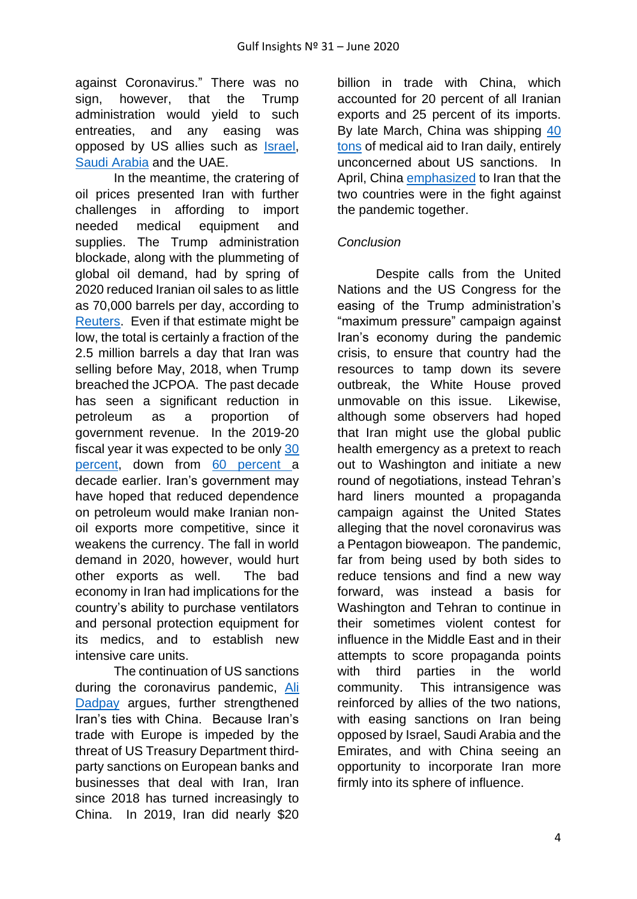against Coronavirus." There was no sign, however, that the Trump administration would yield to such entreaties, and any easing was opposed by US allies such as Israel, Saudi Arabia and the UAE.

In the meantime, the cratering of oil prices presented Iran with further challenges in affording to import needed medical equipment and supplies. The Trump administration blockade, along with the plummeting of global oil demand, had by spring of 2020 reduced Iranian oil sales to as little as 70,000 barrels per day, according to Reuters. Even if that estimate might be low, the total is certainly a fraction of the 2.5 million barrels a day that Iran was selling before May, 2018, when Trump breached the JCPOA. The past decade has seen a significant reduction in petroleum as a proportion of government revenue. In the 2019-20 fiscal year it was expected to be only 30 percent, down from 60 percent a decade earlier. Iran's government may have hoped that reduced dependence on petroleum would make Iranian non-oil exports more competitive, since it weakens the currency. The fall in world demand in 2020, however, would hurt other exports as well. The bad economy in Iran had implications for the country's ability to purchase ventilators and personal protection equipment for its medics, and to establish new intensive care units.

The continuation of US sanctions during the coronavirus pandemic, Ali Dadpay argues, further strengthened Iran's ties with China. Because Iran's trade with Europe is impeded by the threat of US Treasury Department third-party sanctions on European banks and businesses that deal with Iran, Iran since 2018 has turned increasingly to China. In 2019, Iran did nearly $20 billion in trade with China, which accounted for 20 percent of all Iranian exports and 25 percent of its imports. By late March, China was shipping 40 tons of medical aid to Iran daily, entirely unconcerned about US sanctions. In April, China emphasized to Iran that the two countries were in the fight against the pandemic together.

*Conclusion*

Despite calls from the United Nations and the US Congress for the easing of the Trump administration's "maximum pressure" campaign against Iran's economy during the pandemic crisis, to ensure that country had the resources to tamp down its severe outbreak, the White House proved unmovable on this issue. Likewise, although some observers had hoped that Iran might use the global public health emergency as a pretext to reach out to Washington and initiate a new round of negotiations, instead Tehran's hard liners mounted a propaganda campaign against the United States alleging that the novel coronavirus was a Pentagon bioweapon. The pandemic, far from being used by both sides to reduce tensions and find a new way forward, was instead a basis for Washington and Tehran to continue in their sometimes violent contest for influence in the Middle East and in their attempts to score propaganda points with third parties in the world community. This intransigence was reinforced by allies of the two nations, with easing sanctions on Iran being opposed by Israel, Saudi Arabia and the Emirates, and with China seeing an opportunity to incorporate Iran more firmly into its sphere of influence.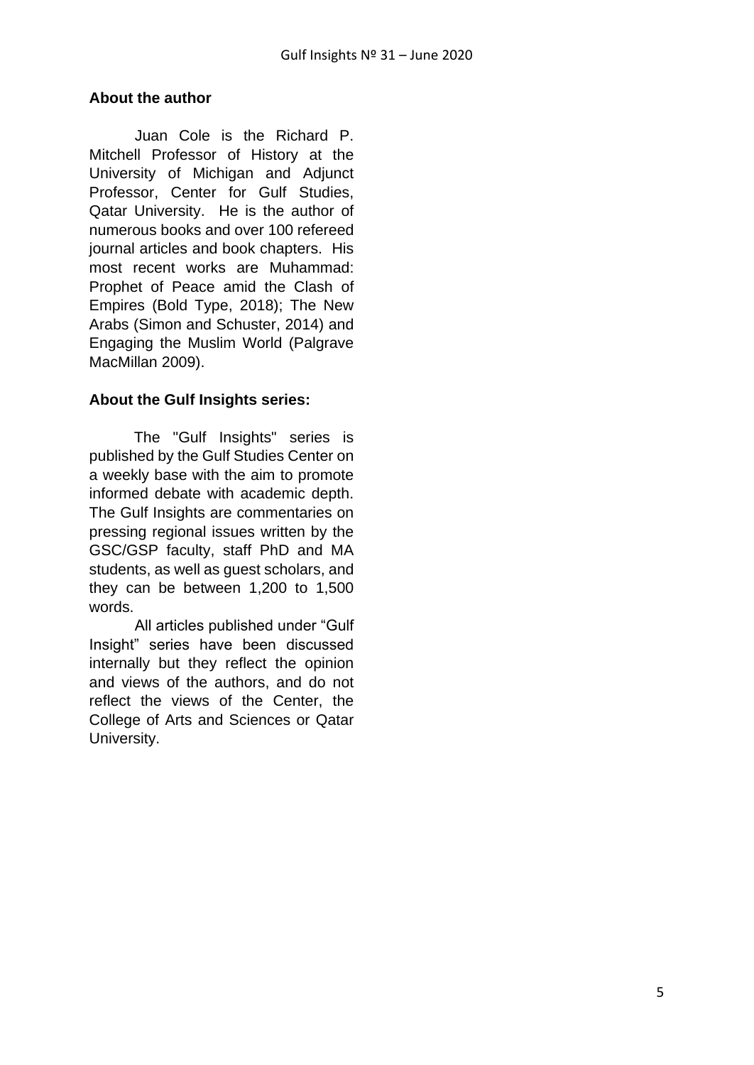**About the author**

Juan Cole is the Richard P. Mitchell Professor of History at the University of Michigan and Adjunct Professor, Center for Gulf Studies, Qatar University. He is the author of numerous books and over 100 refereed journal articles and book chapters. His most recent works are Muhammad: Prophet of Peace amid the Clash of Empires (Bold Type, 2018); The New Arabs (Simon and Schuster, 2014) and Engaging the Muslim World (Palgrave MacMillan 2009).

**About the Gulf Insights series:**

The "Gulf Insights" series is published by the Gulf Studies Center on a weekly base with the aim to promote informed debate with academic depth. The Gulf Insights are commentaries on pressing regional issues written by the GSC/GSP faculty, staff PhD and MA students, as well as guest scholars, and they can be between 1,200 to 1,500 words.

All articles published under "Gulf Insight" series have been discussed internally but they reflect the opinion and views of the authors, and do not reflect the views of the Center, the College of Arts and Sciences or Qatar University.